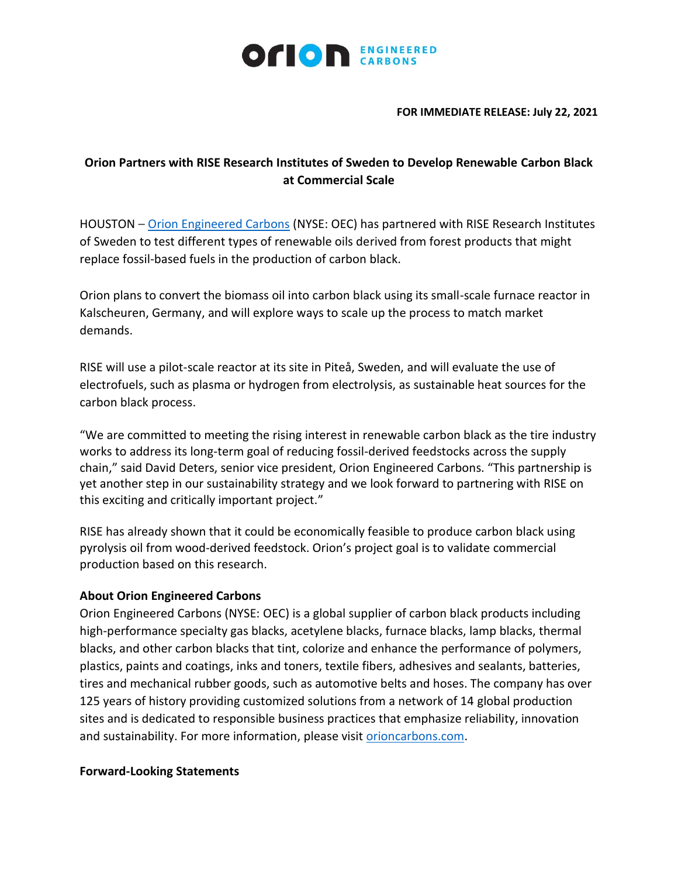**FOR IMMEDIATE RELEASE: July 22, 2021**

# Orion Partners with RISE Research Institutes of Sweden to Develop Renewable Carbon Black at Commercial Scale

HOUSTON – [Orion Engineered Carbons](orioncarbons.com) (NYSE: OEC) has partnered with RISE Research Institutes of Sweden to test different types of renewable oils derived from forest products that might replace fossil-based fuels in the production of carbon black.

Orion plans to convert the biomass oil into carbon black using its small-scale furnace reactor in Kalscheuren, Germany, and will explore ways to scale up the process to match market demands.

RISE will use a pilot-scale reactor at its site in Piteå, Sweden, and will evaluate the use of electrofuels, such as plasma or hydrogen from electrolysis, as sustainable heat sources for the carbon black process.

"We are committed to meeting the rising interest in renewable carbon black as the tire industry works to address its long-term goal of reducing fossil-derived feedstocks across the supply chain," said David Deters, senior vice president, Orion Engineered Carbons. "This partnership is yet another step in our sustainability strategy and we look forward to partnering with RISE on this exciting and critically important project."

RISE has already shown that it could be economically feasible to produce carbon black using pyrolysis oil from wood-derived feedstock. Orion's project goal is to validate commercial production based on this research.

**About Orion Engineered Carbons**

Orion Engineered Carbons (NYSE: OEC) is a global supplier of carbon black products including high-performance specialty gas blacks, acetylene blacks, furnace blacks, lamp blacks, thermal blacks, and other carbon blacks that tint, colorize and enhance the performance of polymers, plastics, paints and coatings, inks and toners, textile fibers, adhesives and sealants, batteries, tires and mechanical rubber goods, such as automotive belts and hoses. The company has over 125 years of history providing customized solutions from a network of 14 global production sites and is dedicated to responsible business practices that emphasize reliability, innovation and sustainability. For more information, please visit [orioncarbons.com](orioncarbons.com).

**Forward-Looking Statements**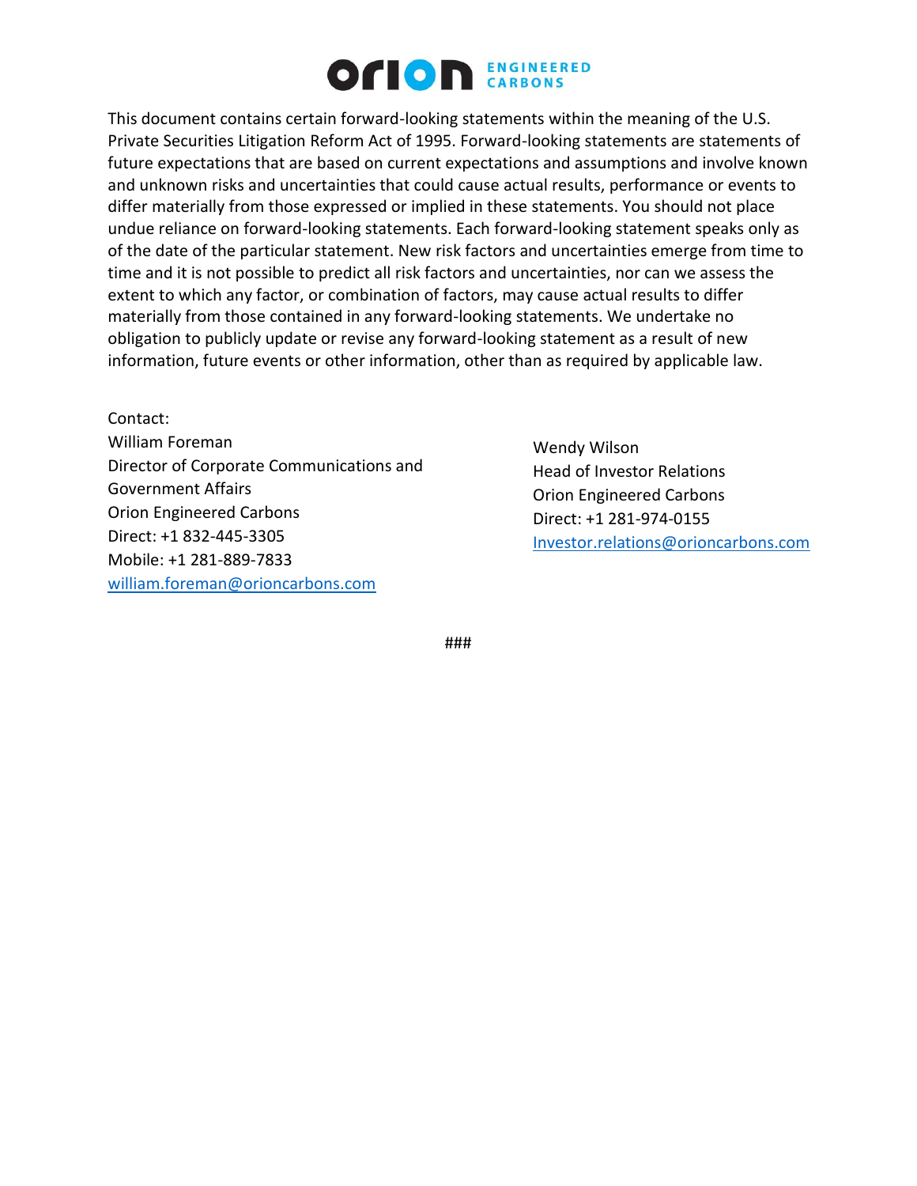This document contains certain forward-looking statements within the meaning of the U.S. Private Securities Litigation Reform Act of 1995. Forward-looking statements are statements of future expectations that are based on current expectations and assumptions and involve known and unknown risks and uncertainties that could cause actual results, performance or events to differ materially from those expressed or implied in these statements. You should not place undue reliance on forward-looking statements. Each forward-looking statement speaks only as of the date of the particular statement. New risk factors and uncertainties emerge from time to time and it is not possible to predict all risk factors and uncertainties, nor can we assess the extent to which any factor, or combination of factors, may cause actual results to differ materially from those contained in any forward-looking statements. We undertake no obligation to publicly update or revise any forward-looking statement as a result of new information, future events or other information, other than as required by applicable law.

Contact:
William Foreman
Director of Corporate Communications and Government Affairs
Orion Engineered Carbons
Direct: +1 832-445-3305
Mobile: +1 281-889-7833
william.foreman@orioncarbons.com

Wendy Wilson
Head of Investor Relations
Orion Engineered Carbons
Direct: +1 281-974-0155
Investor.relations@orioncarbons.com

###